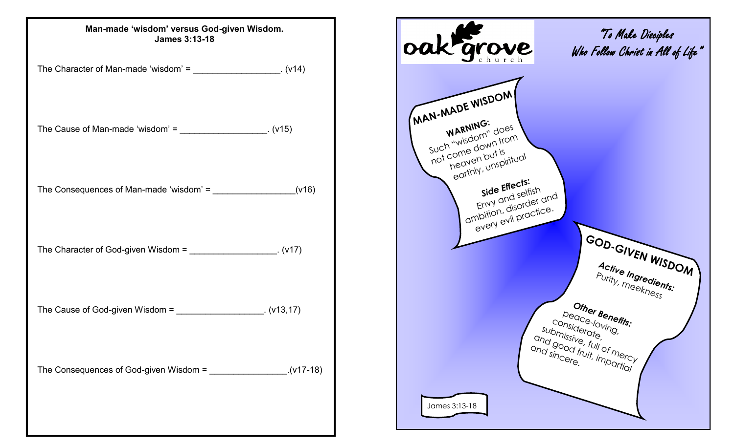**Man-made 'wisdom' versus God-given Wisdom.**
**James 3:13-18**

The Character of Man-made 'wisdom' = __________________. (v14)

The Cause of Man-made 'wisdom' = __________________. (v15)

The Consequences of Man-made 'wisdom' = _________________(v16)

The Character of God-given Wisdom = __________________. (v17)

The Cause of God-given Wisdom = __________________. (v13,17)

The Consequences of God-given Wisdom = ________________.(v17-18)

oak grove church

"To Make Disciples Who Follow Christ in All of Life"

**MAN-MADE WISDOM**

**WARNING:**
Such "wisdom" does not come down from heaven but is earthly, unspiritual

**Side Effects:**
Envy and selfish ambition, disorder and every evil practice.

**GOD-GIVEN WISDOM**

**Active Ingredients:**
Purity, meekness

**Other Benefits:**
peace-loving, considerate, submissive, full of mercy and good fruit, impartial and sincere.

James 3:13-18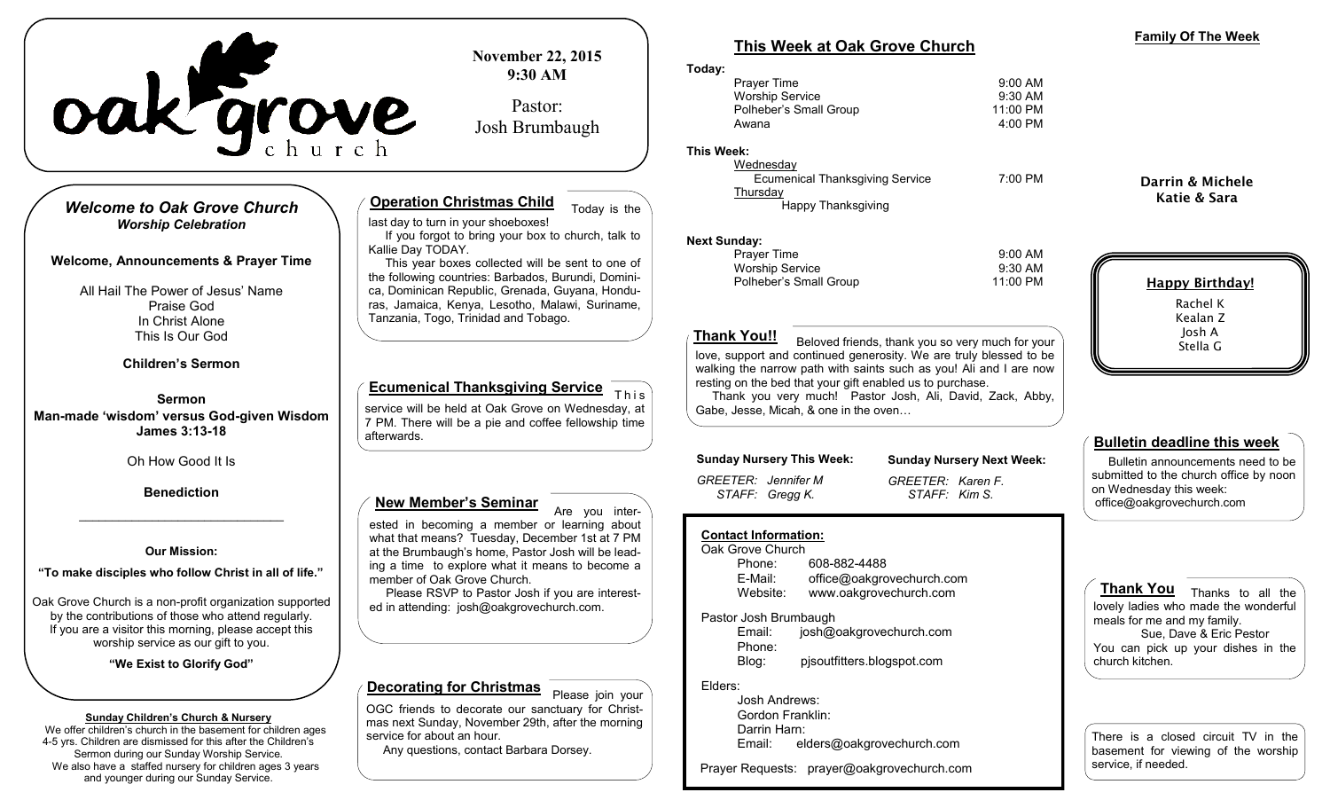# oak grove church

**November 22, 2015**
**9:30 AM**

Pastor:
Josh Brumbaugh

## *Welcome to Oak Grove Church*

***Worship Celebration***

**Welcome, Announcements & Prayer Time**

All Hail The Power of Jesus' Name
Praise God
In Christ Alone
This Is Our God

**Children's Sermon**

**Sermon**
**Man-made 'wisdom' versus God-given Wisdom**
**James 3:13-18**

Oh How Good It Is

**Benediction**

**Our Mission:**

**"To make disciples who follow Christ in all of life."**

Oak Grove Church is a non-profit organization supported by the contributions of those who attend regularly. If you are a visitor this morning, please accept this worship service as our gift to you.

**"We Exist to Glorify God"**

**Sunday Children's Church & Nursery**

We offer children's church in the basement for children ages 4-5 yrs. Children are dismissed for this after the Children's Sermon during our Sunday Worship Service.

We also have a staffed nursery for children ages 3 years and younger during our Sunday Service.

### Operation Christmas Child

Today is the last day to turn in your shoeboxes!

If you forgot to bring your box to church, talk to Kallie Day TODAY.

This year boxes collected will be sent to one of the following countries: Barbados, Burundi, Dominica, Dominican Republic, Grenada, Guyana, Honduras, Jamaica, Kenya, Lesotho, Malawi, Suriname, Tanzania, Togo, Trinidad and Tobago.

### Ecumenical Thanksgiving Service

This service will be held at Oak Grove on Wednesday, at 7 PM. There will be a pie and coffee fellowship time afterwards.

### New Member's Seminar

Are you interested in becoming a member or learning about what that means? Tuesday, December 1st at 7 PM at the Brumbaugh's home, Pastor Josh will be leading a time to explore what it means to become a member of Oak Grove Church.

Please RSVP to Pastor Josh if you are interested in attending: josh@oakgrovechurch.com.

### Decorating for Christmas

Please join your OGC friends to decorate our sanctuary for Christmas next Sunday, November 29th, after the morning service for about an hour.

Any questions, contact Barbara Dorsey.

## This Week at Oak Grove Church

**Today:**

| | |
|---|---|
| Prayer Time | 9:00 AM |
| Worship Service | 9:30 AM |
| Polheber's Small Group | 11:00 PM |
| Awana | 4:00 PM |

**This Week:**

| | |
|---|---|
| Wednesday | |
| Ecumenical Thanksgiving Service | 7:00 PM |
| Thursday | |
| Happy Thanksgiving | |

**Next Sunday:**

| | |
|---|---|
| Prayer Time | 9:00 AM |
| Worship Service | 9:30 AM |
| Polheber's Small Group | 11:00 PM |

### Thank You!!

Beloved friends, thank you so very much for your love, support and continued generosity. We are truly blessed to be walking the narrow path with saints such as you! Ali and I are now resting on the bed that your gift enabled us to purchase.

Thank you very much! Pastor Josh, Ali, David, Zack, Abby, Gabe, Jesse, Micah, & one in the oven…

**Sunday Nursery This Week:**
*GREETER: Jennifer M*
*STAFF: Gregg K.*

**Sunday Nursery Next Week:**
*GREETER: Karen F.*
*STAFF: Kim S.*

**Contact Information:**

Oak Grove Church
Phone: 608-882-4488
E-Mail: office@oakgrovechurch.com
Website: www.oakgrovechurch.com

Pastor Josh Brumbaugh
Email: josh@oakgrovechurch.com
Phone:
Blog: pjsoutfitters.blogspot.com

Elders:
Josh Andrews:
Gordon Franklin:
Darrin Harn:
Email: elders@oakgrovechurch.com

Prayer Requests: prayer@oakgrovechurch.com

### Family Of The Week

Darrin & Michele
Katie & Sara

### Happy Birthday!

Rachel K
Kealan Z
Josh A
Stella G

### Bulletin deadline this week

Bulletin announcements need to be submitted to the church office by noon on Wednesday this week: office@oakgrovechurch.com

### Thank You

Thanks to all the lovely ladies who made the wonderful meals for me and my family.

Sue, Dave & Eric Pestor

You can pick up your dishes in the church kitchen.

There is a closed circuit TV in the basement for viewing of the worship service, if needed.